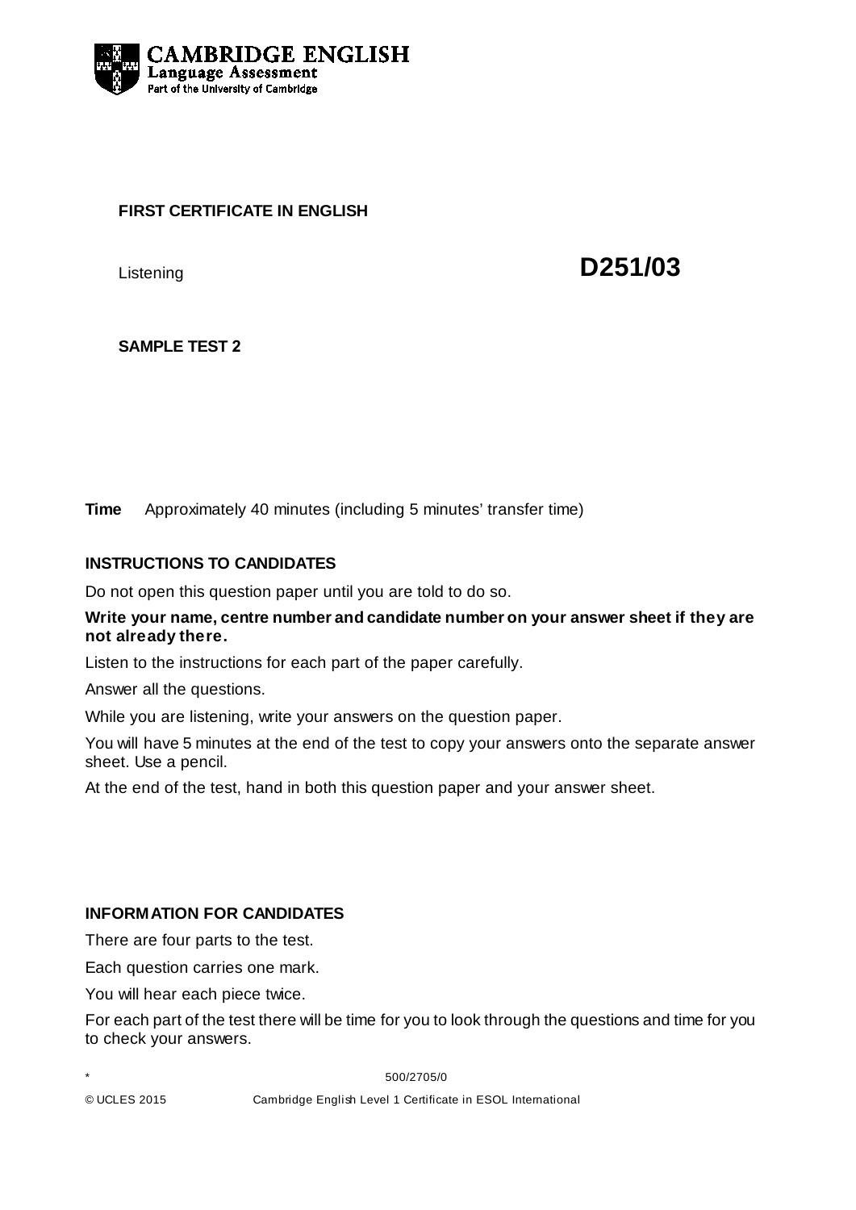CAMBRIDGE ENGLISH
Language Assessment
Part of the University of Cambridge

**FIRST CERTIFICATE IN ENGLISH**

Listening **D251/03**

**SAMPLE TEST 2**

**Time** Approximately 40 minutes (including 5 minutes' transfer time)

**INSTRUCTIONS TO CANDIDATES**

Do not open this question paper until you are told to do so.

**Write your name, centre number and candidate number on your answer sheet if they are not already there.**

Listen to the instructions for each part of the paper carefully.

Answer all the questions.

While you are listening, write your answers on the question paper.

You will have 5 minutes at the end of the test to copy your answers onto the separate answer sheet. Use a pencil.

At the end of the test, hand in both this question paper and your answer sheet.

**INFORMATION FOR CANDIDATES**

There are four parts to the test.

Each question carries one mark.

You will hear each piece twice.

For each part of the test there will be time for you to look through the questions and time for you to check your answers.

* 500/2705/0

© UCLES 2015 Cambridge English Level 1 Certificate in ESOL International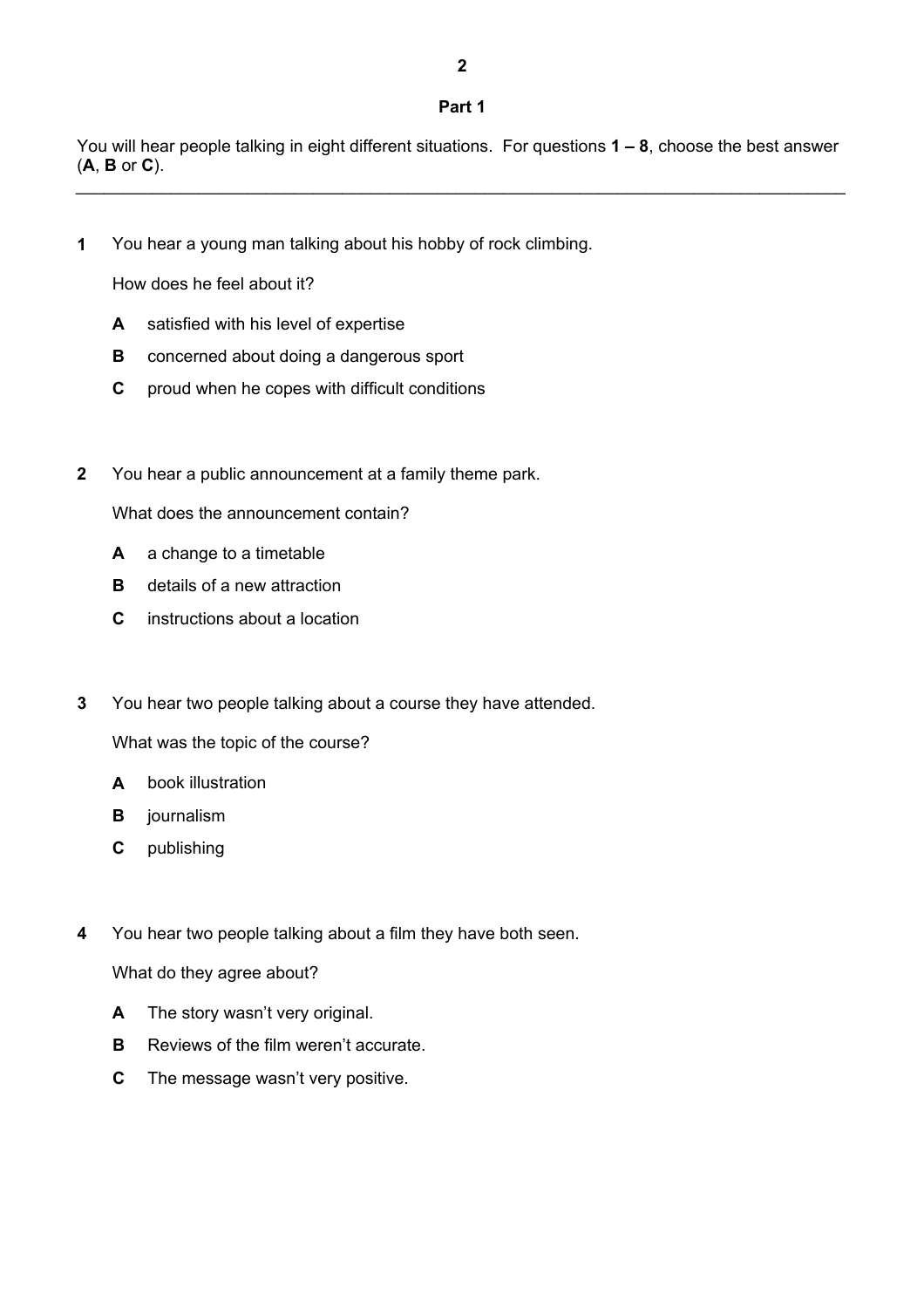## Part 1

You will hear people talking in eight different situations. For questions **1 – 8**, choose the best answer (**A**, **B** or **C**).

---

**1** You hear a young man talking about his hobby of rock climbing.

How does he feel about it?

**A** satisfied with his level of expertise

**B** concerned about doing a dangerous sport

**C** proud when he copes with difficult conditions

**2** You hear a public announcement at a family theme park.

What does the announcement contain?

**A** a change to a timetable

**B** details of a new attraction

**C** instructions about a location

**3** You hear two people talking about a course they have attended.

What was the topic of the course?

**A** book illustration

**B** journalism

**C** publishing

**4** You hear two people talking about a film they have both seen.

What do they agree about?

**A** The story wasn't very original.

**B** Reviews of the film weren't accurate.

**C** The message wasn't very positive.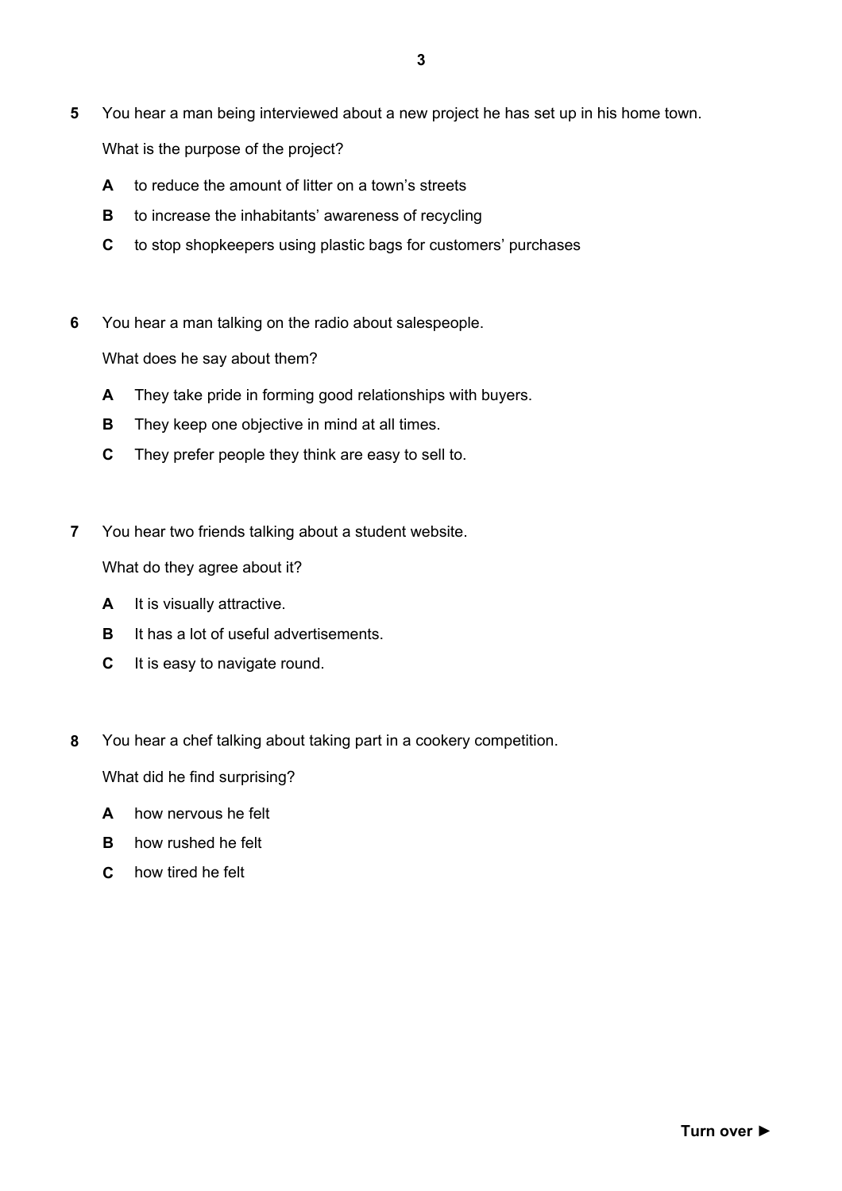**5** You hear a man being interviewed about a new project he has set up in his home town.

What is the purpose of the project?

- **A** to reduce the amount of litter on a town's streets
- **B** to increase the inhabitants' awareness of recycling
- **C** to stop shopkeepers using plastic bags for customers' purchases

**6** You hear a man talking on the radio about salespeople.

What does he say about them?

- **A** They take pride in forming good relationships with buyers.
- **B** They keep one objective in mind at all times.
- **C** They prefer people they think are easy to sell to.

**7** You hear two friends talking about a student website.

What do they agree about it?

- **A** It is visually attractive.
- **B** It has a lot of useful advertisements.
- **C** It is easy to navigate round.

**8** You hear a chef talking about taking part in a cookery competition.

What did he find surprising?

- **A** how nervous he felt
- **B** how rushed he felt
- **C** how tired he felt

**Turn over ►**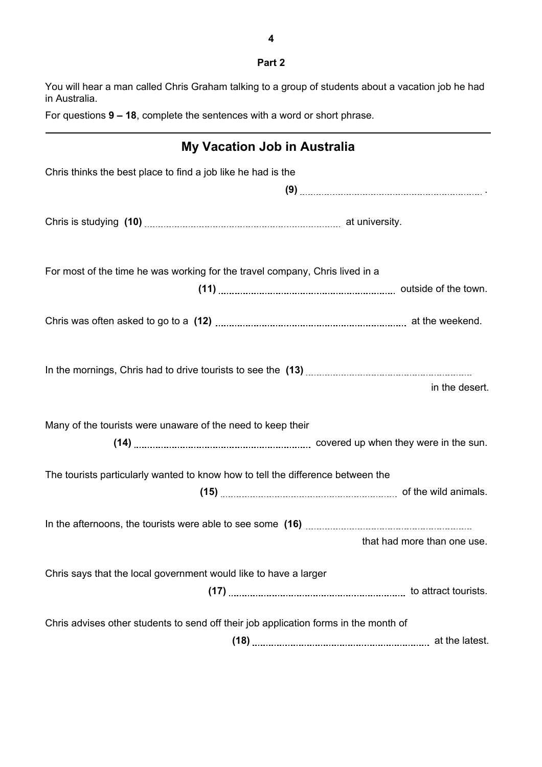## Part 2

You will hear a man called Chris Graham talking to a group of students about a vacation job he had in Australia.

For questions **9 – 18**, complete the sentences with a word or short phrase.

---

## My Vacation Job in Australia

Chris thinks the best place to find a job like he had is the **(9)** ................................................ .

Chris is studying **(10)** ................................................ at university.

For most of the time he was working for the travel company, Chris lived in a **(11)** ................................................ outside of the town.

Chris was often asked to go to a **(12)** ................................................ at the weekend.

In the mornings, Chris had to drive tourists to see the **(13)** ................................................ in the desert.

Many of the tourists were unaware of the need to keep their **(14)** ................................................ covered up when they were in the sun.

The tourists particularly wanted to know how to tell the difference between the **(15)** ................................................ of the wild animals.

In the afternoons, the tourists were able to see some **(16)** ................................................ that had more than one use.

Chris says that the local government would like to have a larger **(17)** ................................................ to attract tourists.

Chris advises other students to send off their job application forms in the month of **(18)** ................................................ at the latest.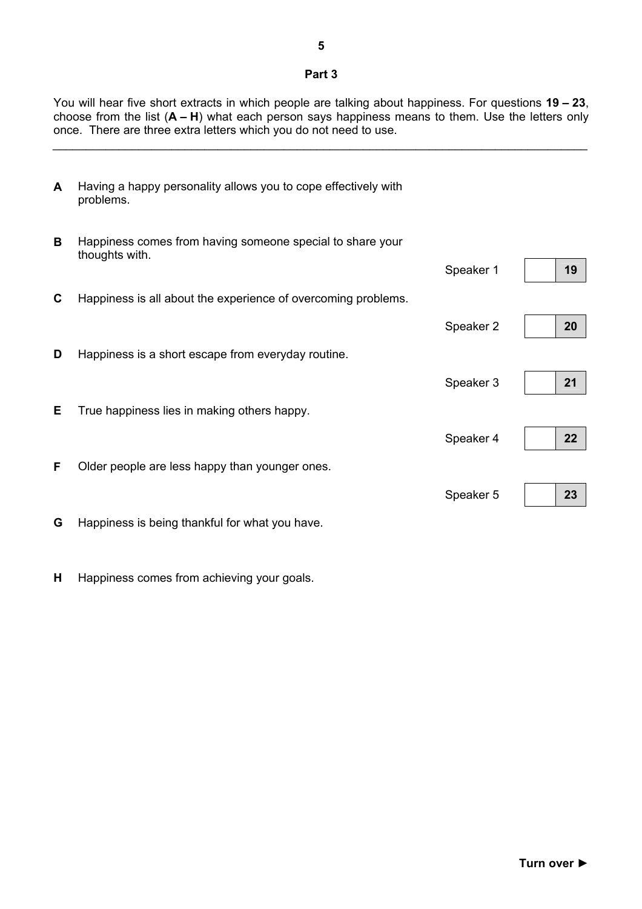## Part 3

You will hear five short extracts in which people are talking about happiness. For questions **19 – 23**, choose from the list (**A – H**) what each person says happiness means to them. Use the letters only once. There are three extra letters which you do not need to use.

---

**A** Having a happy personality allows you to cope effectively with problems.

**B** Happiness comes from having someone special to share your thoughts with.

**C** Happiness is all about the experience of overcoming problems.

**D** Happiness is a short escape from everyday routine.

**E** True happiness lies in making others happy.

**F** Older people are less happy than younger ones.

**G** Happiness is being thankful for what you have.

**H** Happiness comes from achieving your goals.

| Speaker | Answer | Question |
| --- | --- | --- |
| Speaker 1 | | **19** |
| Speaker 2 | | **20** |
| Speaker 3 | | **21** |
| Speaker 4 | | **22** |
| Speaker 5 | | **23** |

**Turn over ►**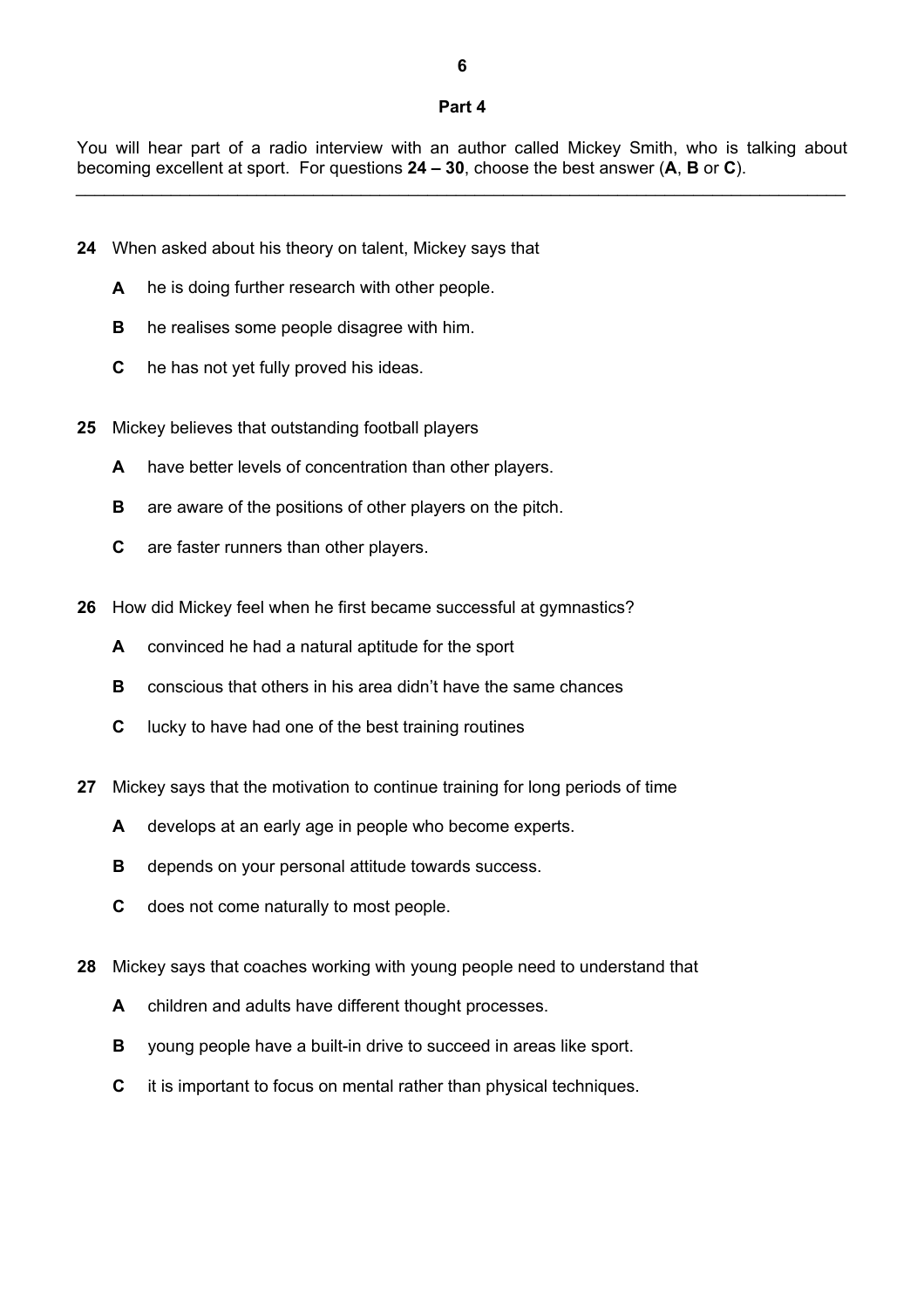## Part 4

You will hear part of a radio interview with an author called Mickey Smith, who is talking about becoming excellent at sport. For questions **24 – 30**, choose the best answer (**A**, **B** or **C**).

---

**24** When asked about his theory on talent, Mickey says that

- **A** he is doing further research with other people.
- **B** he realises some people disagree with him.
- **C** he has not yet fully proved his ideas.

**25** Mickey believes that outstanding football players

- **A** have better levels of concentration than other players.
- **B** are aware of the positions of other players on the pitch.
- **C** are faster runners than other players.

**26** How did Mickey feel when he first became successful at gymnastics?

- **A** convinced he had a natural aptitude for the sport
- **B** conscious that others in his area didn't have the same chances
- **C** lucky to have had one of the best training routines

**27** Mickey says that the motivation to continue training for long periods of time

- **A** develops at an early age in people who become experts.
- **B** depends on your personal attitude towards success.
- **C** does not come naturally to most people.

**28** Mickey says that coaches working with young people need to understand that

- **A** children and adults have different thought processes.
- **B** young people have a built-in drive to succeed in areas like sport.
- **C** it is important to focus on mental rather than physical techniques.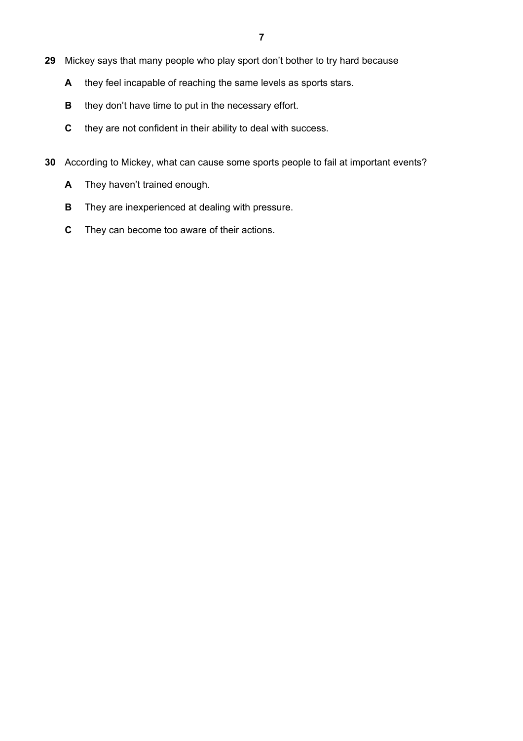**29** Mickey says that many people who play sport don't bother to try hard because

**A** they feel incapable of reaching the same levels as sports stars.

**B** they don't have time to put in the necessary effort.

**C** they are not confident in their ability to deal with success.

**30** According to Mickey, what can cause some sports people to fail at important events?

**A** They haven't trained enough.

**B** They are inexperienced at dealing with pressure.

**C** They can become too aware of their actions.